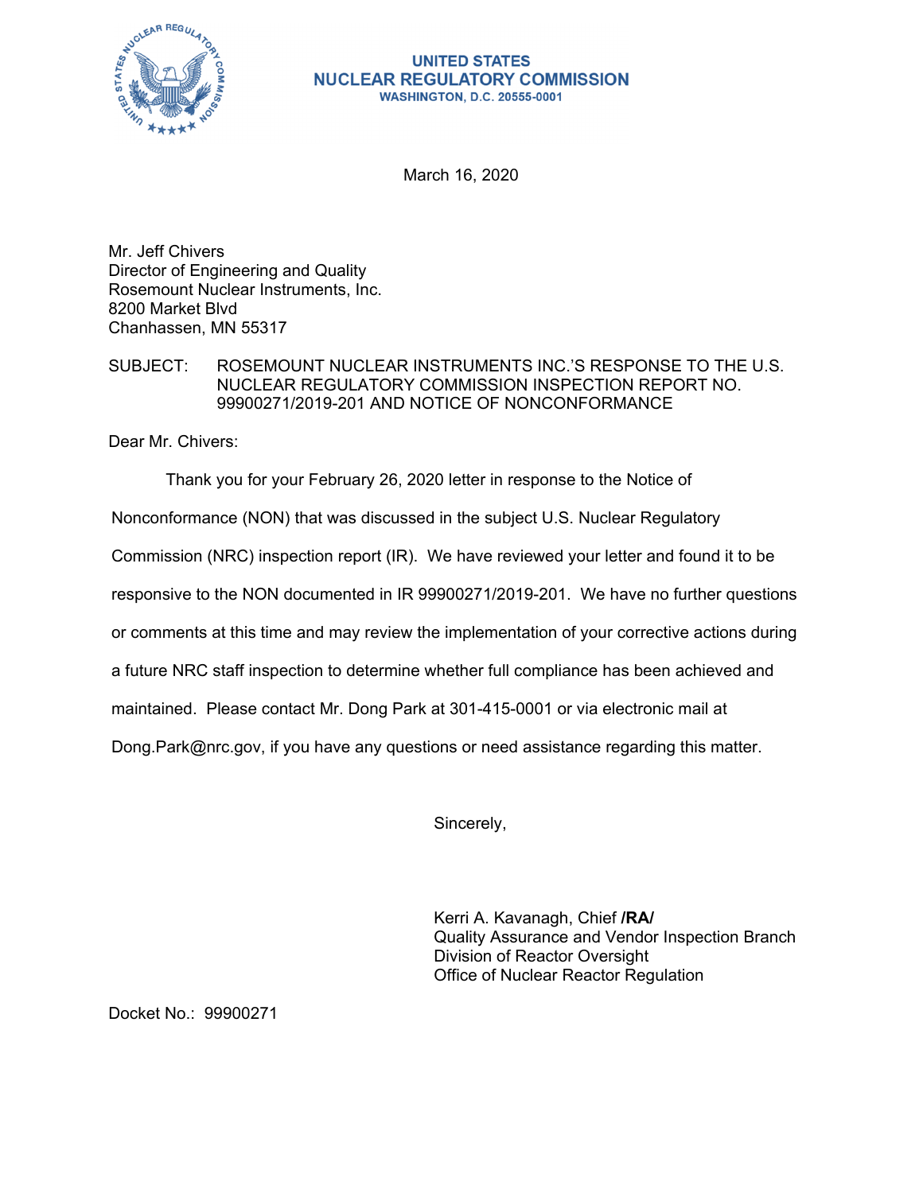**UNITED STATES**
**NUCLEAR REGULATORY COMMISSION**
**WASHINGTON, D.C. 20555-0001**

March 16, 2020

Mr. Jeff Chivers
Director of Engineering and Quality
Rosemount Nuclear Instruments, Inc.
8200 Market Blvd
Chanhassen, MN 55317

SUBJECT: ROSEMOUNT NUCLEAR INSTRUMENTS INC.'S RESPONSE TO THE U.S. NUCLEAR REGULATORY COMMISSION INSPECTION REPORT NO. 99900271/2019-201 AND NOTICE OF NONCONFORMANCE

Dear Mr. Chivers:

Thank you for your February 26, 2020 letter in response to the Notice of Nonconformance (NON) that was discussed in the subject U.S. Nuclear Regulatory Commission (NRC) inspection report (IR). We have reviewed your letter and found it to be responsive to the NON documented in IR 99900271/2019-201. We have no further questions or comments at this time and may review the implementation of your corrective actions during a future NRC staff inspection to determine whether full compliance has been achieved and maintained. Please contact Mr. Dong Park at 301-415-0001 or via electronic mail at Dong.Park@nrc.gov, if you have any questions or need assistance regarding this matter.

Sincerely,

Kerri A. Kavanagh, Chief **/RA/**
Quality Assurance and Vendor Inspection Branch
Division of Reactor Oversight
Office of Nuclear Reactor Regulation

Docket No.: 99900271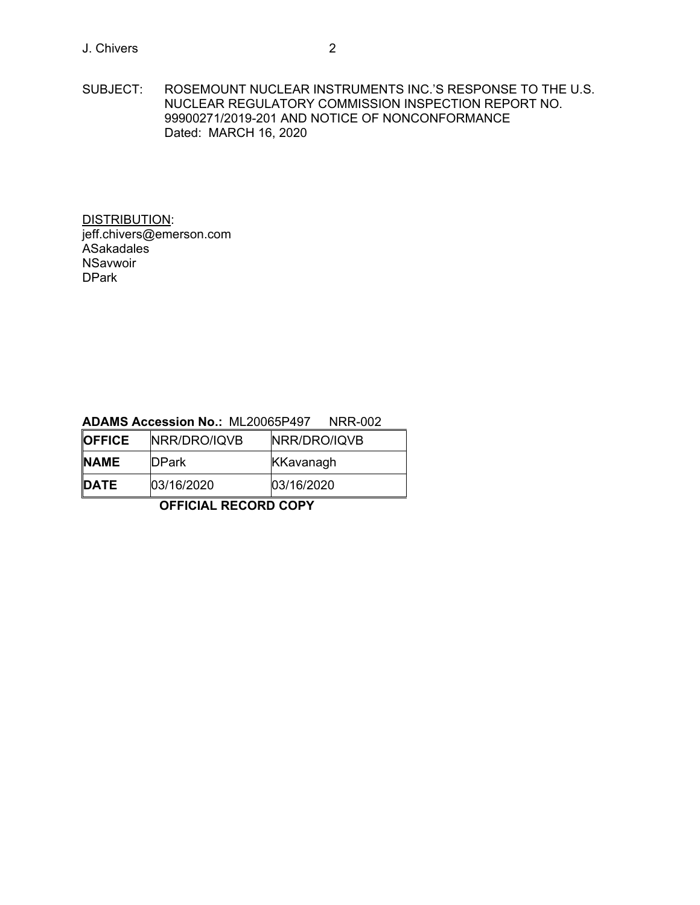SUBJECT: ROSEMOUNT NUCLEAR INSTRUMENTS INC.'S RESPONSE TO THE U.S. NUCLEAR REGULATORY COMMISSION INSPECTION REPORT NO. 99900271/2019-201 AND NOTICE OF NONCONFORMANCE
Dated: MARCH 16, 2020

DISTRIBUTION:
jeff.chivers@emerson.com
ASakadales
NSavwoir
DPark

**ADAMS Accession No.:** ML20065P497 NRR-002

| **OFFICE** | NRR/DRO/IQVB | NRR/DRO/IQVB |
|---|---|---|
| **NAME** | DPark | KKavanagh |
| **DATE** | 03/16/2020 | 03/16/2020 |

**OFFICIAL RECORD COPY**